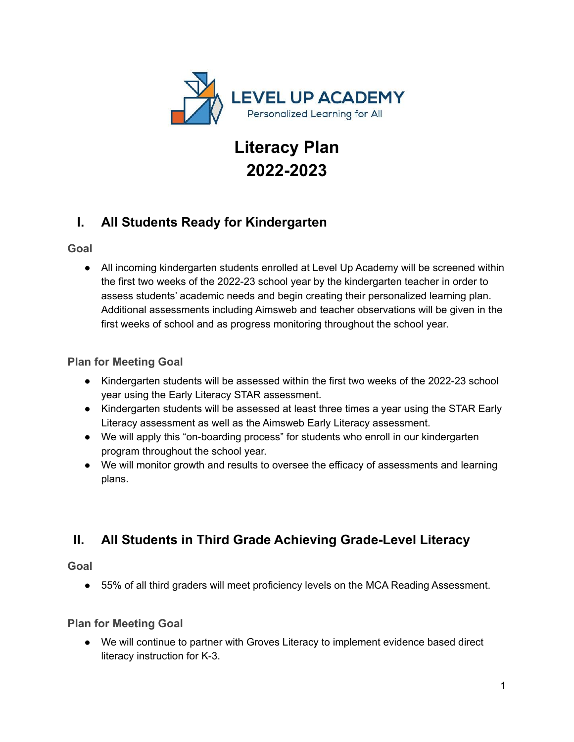LEVEL UP ACADEMY

Personalized Learning for All

# Literacy Plan
# 2022-2023

## I. All Students Ready for Kindergarten

### Goal

- All incoming kindergarten students enrolled at Level Up Academy will be screened within the first two weeks of the 2022-23 school year by the kindergarten teacher in order to assess students' academic needs and begin creating their personalized learning plan. Additional assessments including Aimsweb and teacher observations will be given in the first weeks of school and as progress monitoring throughout the school year.

### Plan for Meeting Goal

- Kindergarten students will be assessed within the first two weeks of the 2022-23 school year using the Early Literacy STAR assessment.
- Kindergarten students will be assessed at least three times a year using the STAR Early Literacy assessment as well as the Aimsweb Early Literacy assessment.
- We will apply this "on-boarding process" for students who enroll in our kindergarten program throughout the school year.
- We will monitor growth and results to oversee the efficacy of assessments and learning plans.

## II. All Students in Third Grade Achieving Grade-Level Literacy

### Goal

- 55% of all third graders will meet proficiency levels on the MCA Reading Assessment.

### Plan for Meeting Goal

- We will continue to partner with Groves Literacy to implement evidence based direct literacy instruction for K-3.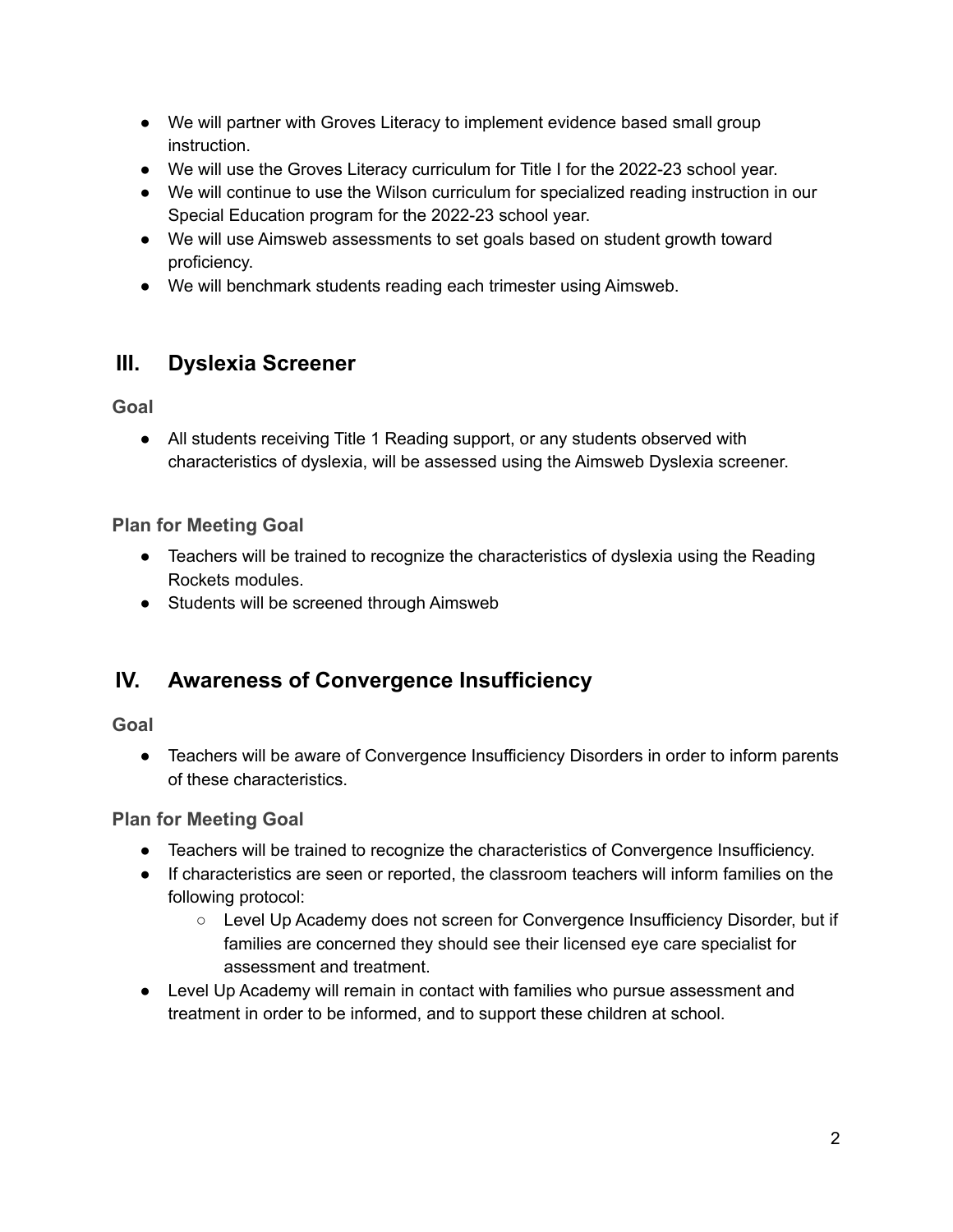- We will partner with Groves Literacy to implement evidence based small group instruction.
- We will use the Groves Literacy curriculum for Title I for the 2022-23 school year.
- We will continue to use the Wilson curriculum for specialized reading instruction in our Special Education program for the 2022-23 school year.
- We will use Aimsweb assessments to set goals based on student growth toward proficiency.
- We will benchmark students reading each trimester using Aimsweb.

## III. Dyslexia Screener

### Goal

- All students receiving Title 1 Reading support, or any students observed with characteristics of dyslexia, will be assessed using the Aimsweb Dyslexia screener.

### Plan for Meeting Goal

- Teachers will be trained to recognize the characteristics of dyslexia using the Reading Rockets modules.
- Students will be screened through Aimsweb

## IV. Awareness of Convergence Insufficiency

### Goal

- Teachers will be aware of Convergence Insufficiency Disorders in order to inform parents of these characteristics.

### Plan for Meeting Goal

- Teachers will be trained to recognize the characteristics of Convergence Insufficiency.
- If characteristics are seen or reported, the classroom teachers will inform families on the following protocol:
  - Level Up Academy does not screen for Convergence Insufficiency Disorder, but if families are concerned they should see their licensed eye care specialist for assessment and treatment.
- Level Up Academy will remain in contact with families who pursue assessment and treatment in order to be informed, and to support these children at school.